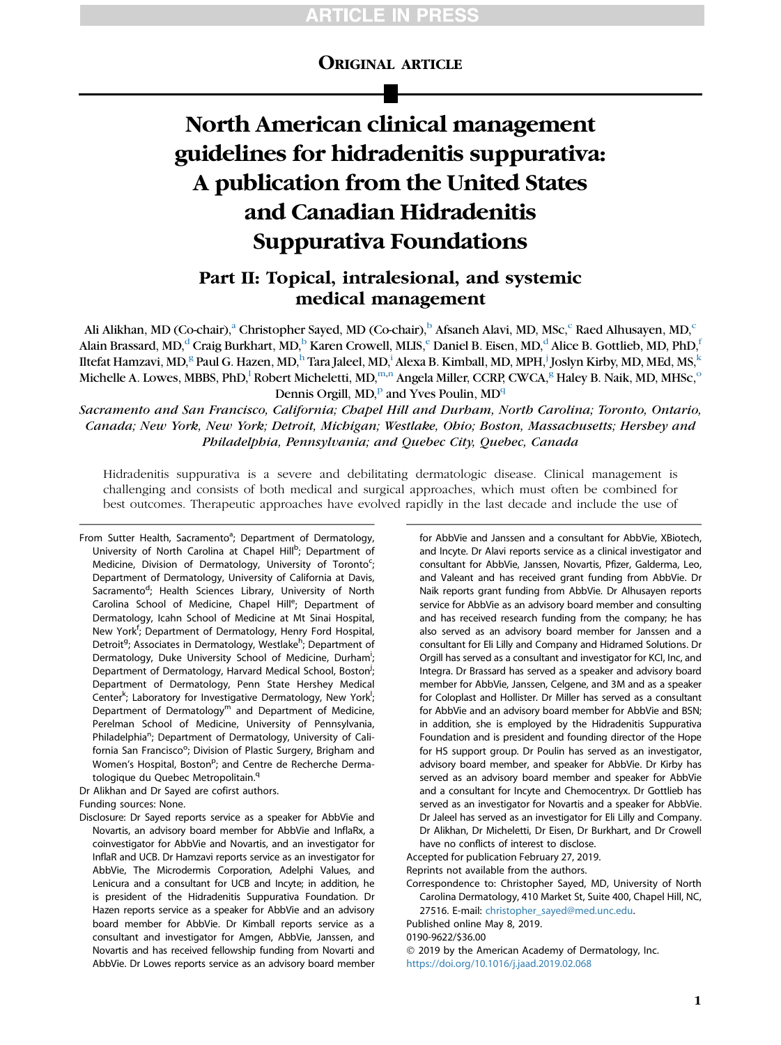ORIGINAL ARTICLE

# North American clinical management guidelines for hidradenitis suppurativa: A publication from the United States and Canadian Hidradenitis Suppurativa Foundations

## Part II: Topical, intralesional, and systemic medical management

Ali Alikhan, MD (Co-chair),[a] Christopher Sayed, MD (Co-chair),[b] Afsaneh Alavi, MD, MSc,[c] Raed Alhusayen, MD,[c] Alain Brassard, MD,[d] Craig Burkhart, MD,[b] Karen Crowell, MLIS,[e] Daniel B. Eisen, MD,[d] Alice B. Gottlieb, MD, PhD,[f] Iltefat Hamzavi, MD,[g] Paul G. Hazen, MD,[h] Tara Jaleel, MD,[i] Alexa B. Kimball, MD, MPH,[j] Joslyn Kirby, MD, MEd, MS,[k] Michelle A. Lowes, MBBS, PhD,[l] Robert Micheletti, MD,[m,n] Angela Miller, CCRP, CWCA,[g] Haley B. Naik, MD, MHSc,[o] Dennis Orgill, MD,[p] and Yves Poulin, MD[q]

*Sacramento and San Francisco, California; Chapel Hill and Durham, North Carolina; Toronto, Ontario, Canada; New York, New York; Detroit, Michigan; Westlake, Ohio; Boston, Massachusetts; Hershey and Philadelphia, Pennsylvania; and Quebec City, Quebec, Canada*

Hidradenitis suppurativa is a severe and debilitating dermatologic disease. Clinical management is challenging and consists of both medical and surgical approaches, which must often be combined for best outcomes. Therapeutic approaches have evolved rapidly in the last decade and include the use of

From Sutter Health, Sacramento[a]; Department of Dermatology, University of North Carolina at Chapel Hill[b]; Department of Medicine, Division of Dermatology, University of Toronto[c]; Department of Dermatology, University of California at Davis, Sacramento[d]; Health Sciences Library, University of North Carolina School of Medicine, Chapel Hill[e]; Department of Dermatology, Icahn School of Medicine at Mt Sinai Hospital, New York[f]; Department of Dermatology, Henry Ford Hospital, Detroit[g]; Associates in Dermatology, Westlake[h]; Department of Dermatology, Duke University School of Medicine, Durham[i]; Department of Dermatology, Harvard Medical School, Boston[j]; Department of Dermatology, Penn State Hershey Medical Center[k]; Laboratory for Investigative Dermatology, New York[l]; Department of Dermatology[m] and Department of Medicine, Perelman School of Medicine, University of Pennsylvania, Philadelphia[n]; Department of Dermatology, University of California San Francisco[o]; Division of Plastic Surgery, Brigham and Women's Hospital, Boston[p]; and Centre de Recherche Dermatologique du Quebec Metropolitain.[q]

Dr Alikhan and Dr Sayed are cofirst authors.

Funding sources: None.

Disclosure: Dr Sayed reports service as a speaker for AbbVie and Novartis, an advisory board member for AbbVie and InflaRx, a coinvestigator for AbbVie and Novartis, and an investigator for InflaR and UCB. Dr Hamzavi reports service as an investigator for AbbVie, The Microdermis Corporation, Adelphi Values, and Lenicura and a consultant for UCB and Incyte; in addition, he is president of the Hidradenitis Suppurativa Foundation. Dr Hazen reports service as a speaker for AbbVie and an advisory board member for AbbVie. Dr Kimball reports service as a consultant and investigator for Amgen, AbbVie, Janssen, and Novartis and has received fellowship funding from Novarti and AbbVie. Dr Lowes reports service as an advisory board member for AbbVie and Janssen and a consultant for AbbVie, XBiotech, and Incyte. Dr Alavi reports service as a clinical investigator and consultant for AbbVie, Janssen, Novartis, Pfizer, Galderma, Leo, and Valeant and has received grant funding from AbbVie. Dr Naik reports grant funding from AbbVie. Dr Alhusayen reports service for AbbVie as an advisory board member and consulting and has received research funding from the company; he has also served as an advisory board member for Janssen and a consultant for Eli Lilly and Company and Hidramed Solutions. Dr Orgill has served as a consultant and investigator for KCI, Inc, and Integra. Dr Brassard has served as a speaker and advisory board member for AbbVie, Janssen, Celgene, and 3M and as a speaker for Coloplast and Hollister. Dr Miller has served as a consultant for AbbVie and an advisory board member for AbbVie and BSN; in addition, she is employed by the Hidradenitis Suppurativa Foundation and is president and founding director of the Hope for HS support group. Dr Poulin has served as an investigator, advisory board member, and speaker for AbbVie. Dr Kirby has served as an advisory board member and speaker for AbbVie and a consultant for Incyte and Chemocentryx. Dr Gottlieb has served as an investigator for Novartis and a speaker for AbbVie. Dr Jaleel has served as an investigator for Eli Lilly and Company. Dr Alikhan, Dr Micheletti, Dr Eisen, Dr Burkhart, and Dr Crowell have no conflicts of interest to disclose.

Accepted for publication February 27, 2019.

Reprints not available from the authors.

Correspondence to: Christopher Sayed, MD, University of North Carolina Dermatology, 410 Market St, Suite 400, Chapel Hill, NC, 27516. E-mail: christopher_sayed@med.unc.edu.

Published online May 8, 2019.

0190-9622/$36.00

© 2019 by the American Academy of Dermatology, Inc.

https://doi.org/10.1016/j.jaad.2019.02.068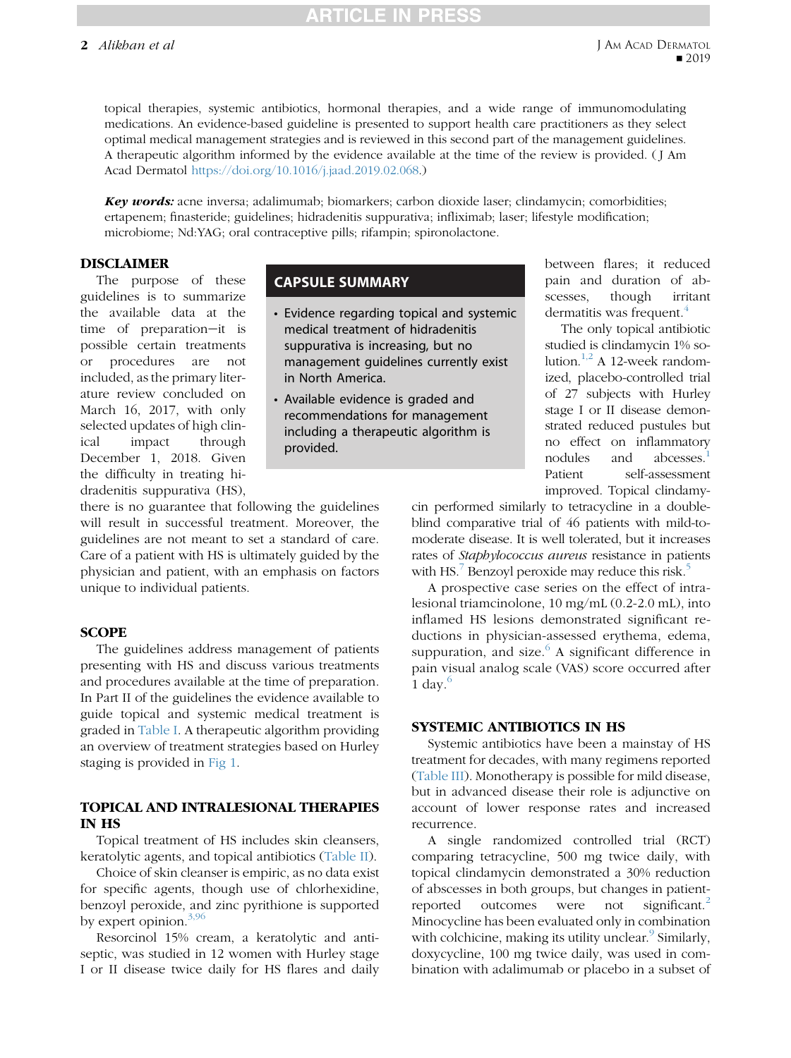topical therapies, systemic antibiotics, hormonal therapies, and a wide range of immunomodulating medications. An evidence-based guideline is presented to support health care practitioners as they select optimal medical management strategies and is reviewed in this second part of the management guidelines. A therapeutic algorithm informed by the evidence available at the time of the review is provided. (J Am Acad Dermatol https://doi.org/10.1016/j.jaad.2019.02.068.)

***Key words:*** acne inversa; adalimumab; biomarkers; carbon dioxide laser; clindamycin; comorbidities; ertapenem; finasteride; guidelines; hidradenitis suppurativa; infliximab; laser; lifestyle modification; microbiome; Nd:YAG; oral contraceptive pills; rifampin; spironolactone.

## CAPSULE SUMMARY

- Evidence regarding topical and systemic medical treatment of hidradenitis suppurativa is increasing, but no management guidelines currently exist in North America.
- Available evidence is graded and recommendations for management including a therapeutic algorithm is provided.

## DISCLAIMER

The purpose of these guidelines is to summarize the available data at the time of preparation—it is possible certain treatments or procedures are not included, as the primary literature review concluded on March 16, 2017, with only selected updates of high clinical impact through December 1, 2018. Given the difficulty in treating hidradenitis suppurativa (HS), there is no guarantee that following the guidelines will result in successful treatment. Moreover, the guidelines are not meant to set a standard of care. Care of a patient with HS is ultimately guided by the physician and patient, with an emphasis on factors unique to individual patients.

## SCOPE

The guidelines address management of patients presenting with HS and discuss various treatments and procedures available at the time of preparation. In Part II of the guidelines the evidence available to guide topical and systemic medical treatment is graded in Table I. A therapeutic algorithm providing an overview of treatment strategies based on Hurley staging is provided in Fig 1.

## TOPICAL AND INTRALESIONAL THERAPIES IN HS

Topical treatment of HS includes skin cleansers, keratolytic agents, and topical antibiotics (Table II).

Choice of skin cleanser is empiric, as no data exist for specific agents, though use of chlorhexidine, benzoyl peroxide, and zinc pyrithione is supported by expert opinion.[3,96]

Resorcinol 15% cream, a keratolytic and antiseptic, was studied in 12 women with Hurley stage I or II disease twice daily for HS flares and daily between flares; it reduced pain and duration of abscesses, though irritant dermatitis was frequent.[4]

The only topical antibiotic studied is clindamycin 1% solution.[1,2] A 12-week randomized, placebo-controlled trial of 27 subjects with Hurley stage I or II disease demonstrated reduced pustules but no effect on inflammatory nodules and abscesses.[1] Patient self-assessment improved. Topical clindamycin performed similarly to tetracycline in a double-blind comparative trial of 46 patients with mild-to-moderate disease. It is well tolerated, but it increases rates of *Staphylococcus aureus* resistance in patients with HS.[7] Benzoyl peroxide may reduce this risk.[5]

A prospective case series on the effect of intralesional triamcinolone, 10 mg/mL (0.2-2.0 mL), into inflamed HS lesions demonstrated significant reductions in physician-assessed erythema, edema, suppuration, and size.[6] A significant difference in pain visual analog scale (VAS) score occurred after 1 day.[6]

## SYSTEMIC ANTIBIOTICS IN HS

Systemic antibiotics have been a mainstay of HS treatment for decades, with many regimens reported (Table III). Monotherapy is possible for mild disease, but in advanced disease their role is adjunctive on account of lower response rates and increased recurrence.

A single randomized controlled trial (RCT) comparing tetracycline, 500 mg twice daily, with topical clindamycin demonstrated a 30% reduction of abscesses in both groups, but changes in patient-reported outcomes were not significant.[2] Minocycline has been evaluated only in combination with colchicine, making its utility unclear.[9] Similarly, doxycycline, 100 mg twice daily, was used in combination with adalimumab or placebo in a subset of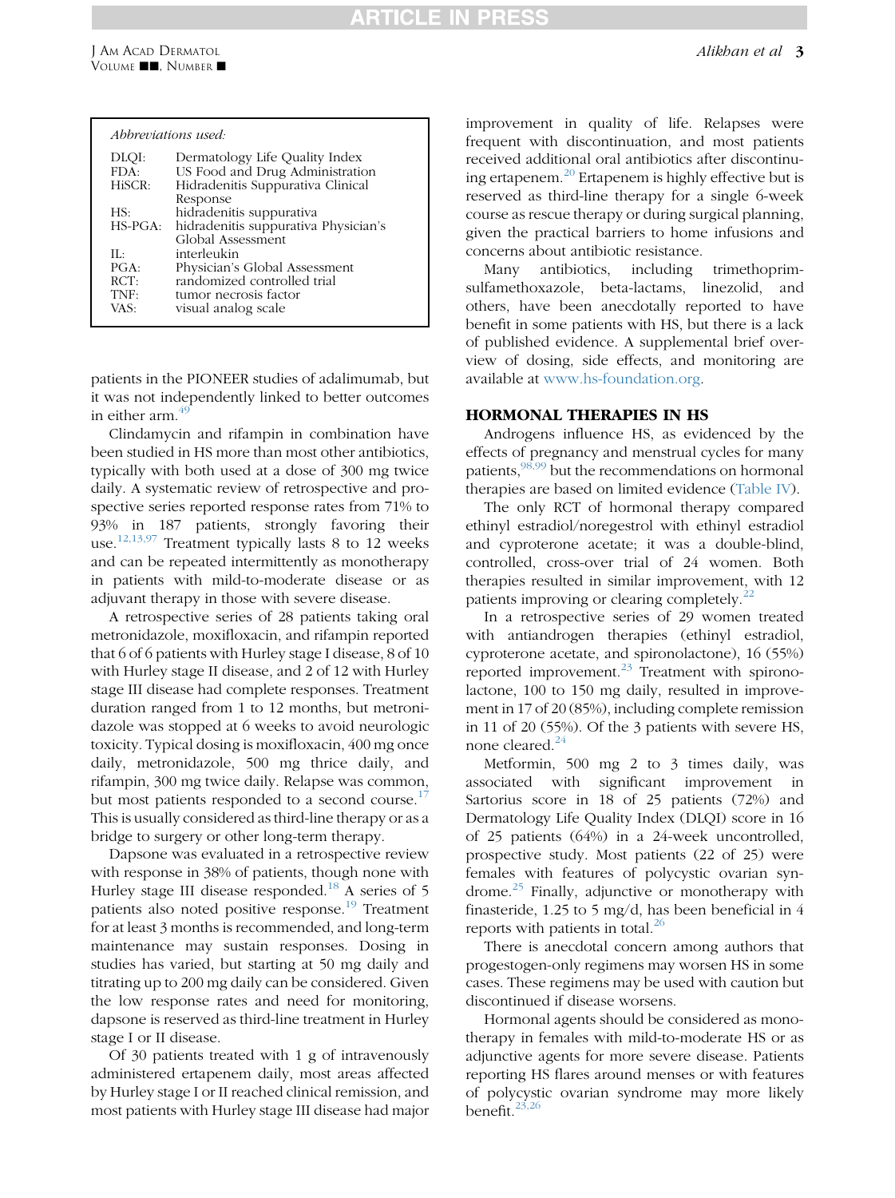| Abbreviations used: | |
|---|---|
| DLQI: | Dermatology Life Quality Index |
| FDA: | US Food and Drug Administration |
| HiSCR: | Hidradenitis Suppurativa Clinical Response |
| HS: | hidradenitis suppurativa |
| HS-PGA: | hidradenitis suppurativa Physician's Global Assessment |
| IL: | interleukin |
| PGA: | Physician's Global Assessment |
| RCT: | randomized controlled trial |
| TNF: | tumor necrosis factor |
| VAS: | visual analog scale |

patients in the PIONEER studies of adalimumab, but it was not independently linked to better outcomes in either arm.[49]

Clindamycin and rifampin in combination have been studied in HS more than most other antibiotics, typically with both used at a dose of 300 mg twice daily. A systematic review of retrospective and prospective series reported response rates from 71% to 93% in 187 patients, strongly favoring their use.[12,13,97] Treatment typically lasts 8 to 12 weeks and can be repeated intermittently as monotherapy in patients with mild-to-moderate disease or as adjuvant therapy in those with severe disease.

A retrospective series of 28 patients taking oral metronidazole, moxifloxacin, and rifampin reported that 6 of 6 patients with Hurley stage I disease, 8 of 10 with Hurley stage II disease, and 2 of 12 with Hurley stage III disease had complete responses. Treatment duration ranged from 1 to 12 months, but metronidazole was stopped at 6 weeks to avoid neurologic toxicity. Typical dosing is moxifloxacin, 400 mg once daily, metronidazole, 500 mg thrice daily, and rifampin, 300 mg twice daily. Relapse was common, but most patients responded to a second course.[17] This is usually considered as third-line therapy or as a bridge to surgery or other long-term therapy.

Dapsone was evaluated in a retrospective review with response in 38% of patients, though none with Hurley stage III disease responded.[18] A series of 5 patients also noted positive response.[19] Treatment for at least 3 months is recommended, and long-term maintenance may sustain responses. Dosing in studies has varied, but starting at 50 mg daily and titrating up to 200 mg daily can be considered. Given the low response rates and need for monitoring, dapsone is reserved as third-line treatment in Hurley stage I or II disease.

Of 30 patients treated with 1 g of intravenously administered ertapenem daily, most areas affected by Hurley stage I or II reached clinical remission, and most patients with Hurley stage III disease had major improvement in quality of life. Relapses were frequent with discontinuation, and most patients received additional oral antibiotics after discontinuing ertapenem.[20] Ertapenem is highly effective but is reserved as third-line therapy for a single 6-week course as rescue therapy or during surgical planning, given the practical barriers to home infusions and concerns about antibiotic resistance.

Many antibiotics, including trimethoprim-sulfamethoxazole, beta-lactams, linezolid, and others, have been anecdotally reported to have benefit in some patients with HS, but there is a lack of published evidence. A supplemental brief overview of dosing, side effects, and monitoring are available at www.hs-foundation.org.

## HORMONAL THERAPIES IN HS

Androgens influence HS, as evidenced by the effects of pregnancy and menstrual cycles for many patients,[98,99] but the recommendations on hormonal therapies are based on limited evidence (Table IV).

The only RCT of hormonal therapy compared ethinyl estradiol/noregestrol with ethinyl estradiol and cyproterone acetate; it was a double-blind, controlled, cross-over trial of 24 women. Both therapies resulted in similar improvement, with 12 patients improving or clearing completely.[22]

In a retrospective series of 29 women treated with antiandrogen therapies (ethinyl estradiol, cyproterone acetate, and spironolactone), 16 (55%) reported improvement.[23] Treatment with spironolactone, 100 to 150 mg daily, resulted in improvement in 17 of 20 (85%), including complete remission in 11 of 20 (55%). Of the 3 patients with severe HS, none cleared.[24]

Metformin, 500 mg 2 to 3 times daily, was associated with significant improvement in Sartorius score in 18 of 25 patients (72%) and Dermatology Life Quality Index (DLQI) score in 16 of 25 patients (64%) in a 24-week uncontrolled, prospective study. Most patients (22 of 25) were females with features of polycystic ovarian syndrome.[25] Finally, adjunctive or monotherapy with finasteride, 1.25 to 5 mg/d, has been beneficial in 4 reports with patients in total.[26]

There is anecdotal concern among authors that progestogen-only regimens may worsen HS in some cases. These regimens may be used with caution but discontinued if disease worsens.

Hormonal agents should be considered as monotherapy in females with mild-to-moderate HS or as adjunctive agents for more severe disease. Patients reporting HS flares around menses or with features of polycystic ovarian syndrome may more likely benefit.[23,26]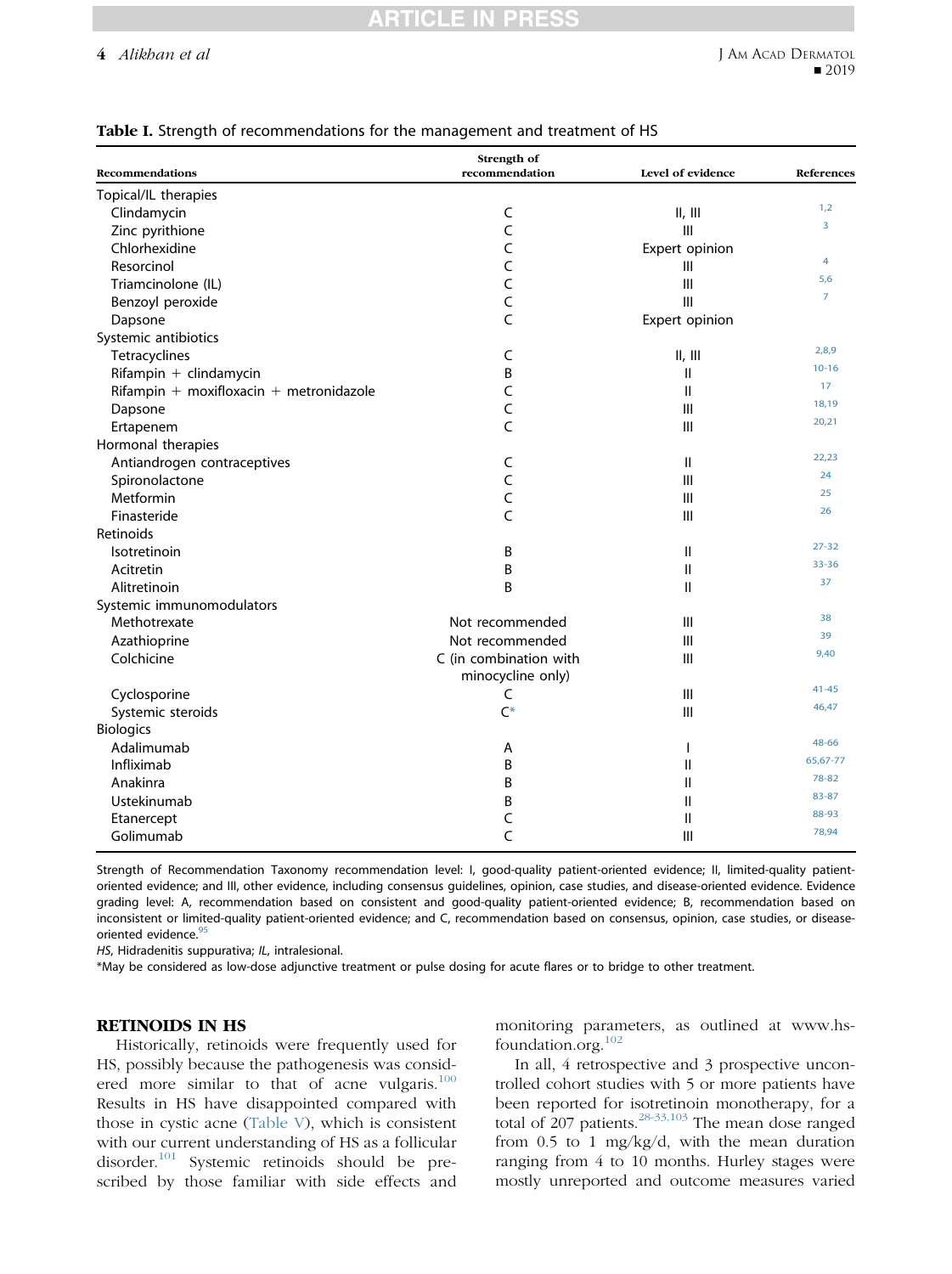**Table I.** Strength of recommendations for the management and treatment of HS

| Recommendations | Strength of recommendation | Level of evidence | References |
|---|---|---|---|
| Topical/IL therapies | | | |
| Clindamycin | C | II, III | 1,2 |
| Zinc pyrithione | C | III | 3 |
| Chlorhexidine | C | Expert opinion | |
| Resorcinol | C | III | 4 |
| Triamcinolone (IL) | C | III | 5,6 |
| Benzoyl peroxide | C | III | 7 |
| Dapsone | C | Expert opinion | |
| Systemic antibiotics | | | |
| Tetracyclines | C | II, III | 2,8,9 |
| Rifampin + clindamycin | B | II | 10-16 |
| Rifampin + moxifloxacin + metronidazole | C | II | 17 |
| Dapsone | C | III | 18,19 |
| Ertapenem | C | III | 20,21 |
| Hormonal therapies | | | |
| Antiandrogen contraceptives | C | II | 22,23 |
| Spironolactone | C | III | 24 |
| Metformin | C | III | 25 |
| Finasteride | C | III | 26 |
| Retinoids | | | |
| Isotretinoin | B | II | 27-32 |
| Acitretin | B | II | 33-36 |
| Alitretinoin | B | II | 37 |
| Systemic immunomodulators | | | |
| Methotrexate | Not recommended | III | 38 |
| Azathioprine | Not recommended | III | 39 |
| Colchicine | C (in combination with minocycline only) | III | 9,40 |
| Cyclosporine | C | III | 41-45 |
| Systemic steroids | C* | III | 46,47 |
| Biologics | | | |
| Adalimumab | A | I | 48-66 |
| Infliximab | B | II | 65,67-77 |
| Anakinra | B | II | 78-82 |
| Ustekinumab | B | II | 83-87 |
| Etanercept | C | II | 88-93 |
| Golimumab | C | III | 78,94 |

Strength of Recommendation Taxonomy recommendation level: I, good-quality patient-oriented evidence; II, limited-quality patient-oriented evidence; and III, other evidence, including consensus guidelines, opinion, case studies, and disease-oriented evidence. Evidence grading level: A, recommendation based on consistent and good-quality patient-oriented evidence; B, recommendation based on inconsistent or limited-quality patient-oriented evidence; and C, recommendation based on consensus, opinion, case studies, or disease-oriented evidence.[95]

*HS*, Hidradenitis suppurativa; *IL*, intralesional.

*May be considered as low-dose adjunctive treatment or pulse dosing for acute flares or to bridge to other treatment.

## RETINOIDS IN HS

Historically, retinoids were frequently used for HS, possibly because the pathogenesis was considered more similar to that of acne vulgaris.[100] Results in HS have disappointed compared with those in cystic acne (Table V), which is consistent with our current understanding of HS as a follicular disorder.[101] Systemic retinoids should be prescribed by those familiar with side effects and monitoring parameters, as outlined at www.hs-foundation.org.[102]

In all, 4 retrospective and 3 prospective uncontrolled cohort studies with 5 or more patients have been reported for isotretinoin monotherapy, for a total of 207 patients.[28-33,103] The mean dose ranged from 0.5 to 1 mg/kg/d, with the mean duration ranging from 4 to 10 months. Hurley stages were mostly unreported and outcome measures varied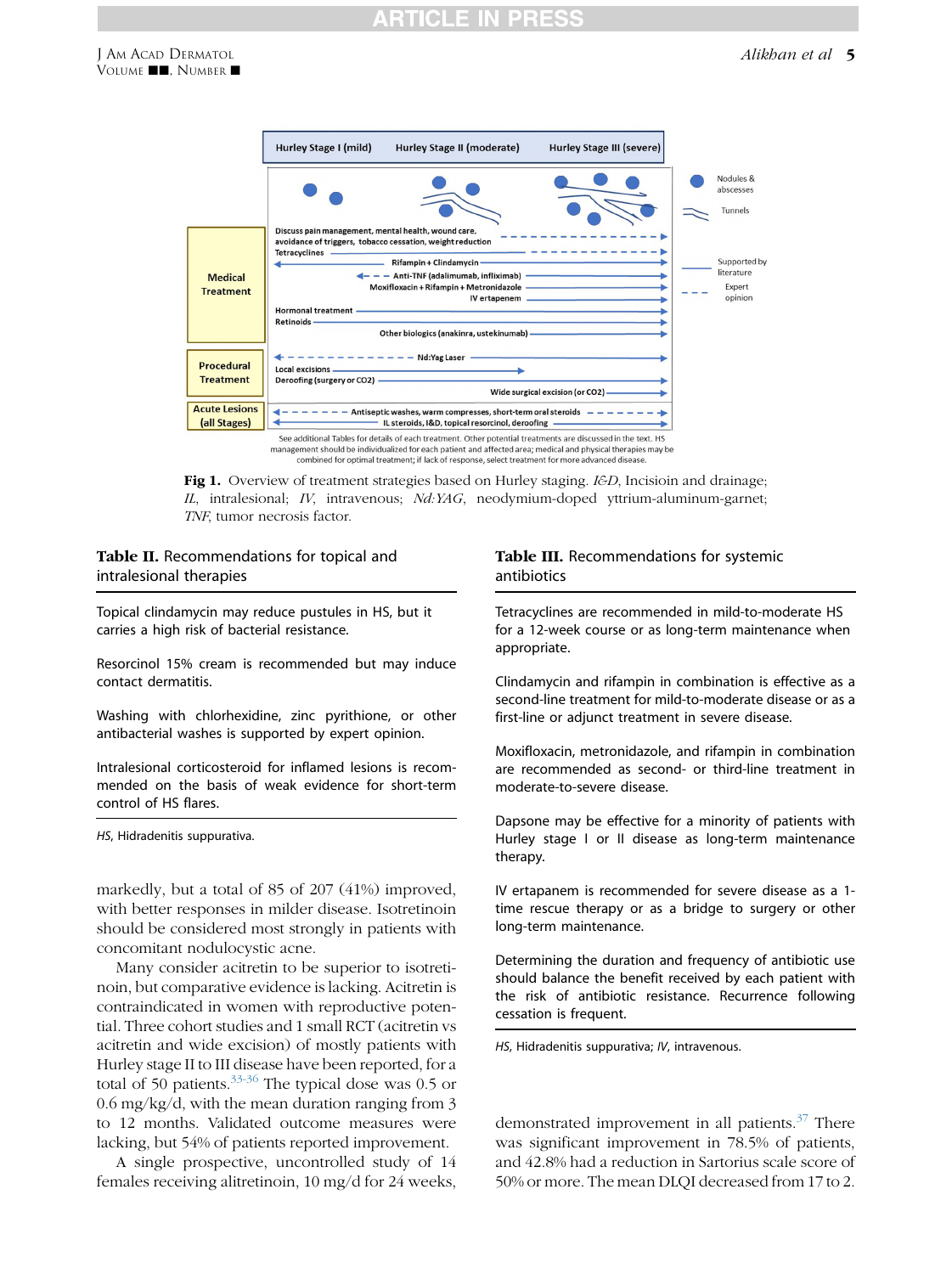See additional Tables for details of each treatment. Other potential treatments are discussed in the text. HS management should be individualized for each patient and affected area; medical and physical therapies may be combined for optimal treatment; if lack of response, select treatment for more advanced disease.

**Fig 1.** Overview of treatment strategies based on Hurley staging. *I&D*, Incisioin and drainage; *IL*, intralesional; *IV*, intravenous; *Nd:YAG*, neodymium-doped yttrium-aluminum-garnet; *TNF*, tumor necrosis factor.

**Table II.** Recommendations for topical and intralesional therapies

| |
|---|
| Topical clindamycin may reduce pustules in HS, but it carries a high risk of bacterial resistance. |
| Resorcinol 15% cream is recommended but may induce contact dermatitis. |
| Washing with chlorhexidine, zinc pyrithione, or other antibacterial washes is supported by expert opinion. |
| Intralesional corticosteroid for inflamed lesions is recommended on the basis of weak evidence for short-term control of HS flares. |

*HS*, Hidradenitis suppurativa.

markedly, but a total of 85 of 207 (41%) improved, with better responses in milder disease. Isotretinoin should be considered most strongly in patients with concomitant nodulocystic acne.

Many consider acitretin to be superior to isotretinoin, but comparative evidence is lacking. Acitretin is contraindicated in women with reproductive potential. Three cohort studies and 1 small RCT (acitretin vs acitretin and wide excision) of mostly patients with Hurley stage II to III disease have been reported, for a total of 50 patients.[33-36] The typical dose was 0.5 or 0.6 mg/kg/d, with the mean duration ranging from 3 to 12 months. Validated outcome measures were lacking, but 54% of patients reported improvement.

A single prospective, uncontrolled study of 14 females receiving alitretinoin, 10 mg/d for 24 weeks, demonstrated improvement in all patients.[37] There was significant improvement in 78.5% of patients, and 42.8% had a reduction in Sartorius scale score of 50% or more. The mean DLQI decreased from 17 to 2.

**Table III.** Recommendations for systemic antibiotics

| |
|---|
| Tetracyclines are recommended in mild-to-moderate HS for a 12-week course or as long-term maintenance when appropriate. |
| Clindamycin and rifampin in combination is effective as a second-line treatment for mild-to-moderate disease or as a first-line or adjunct treatment in severe disease. |
| Moxifloxacin, metronidazole, and rifampin in combination are recommended as second- or third-line treatment in moderate-to-severe disease. |
| Dapsone may be effective for a minority of patients with Hurley stage I or II disease as long-term maintenance therapy. |
| IV ertapenem is recommended for severe disease as a 1-time rescue therapy or as a bridge to surgery or other long-term maintenance. |
| Determining the duration and frequency of antibiotic use should balance the benefit received by each patient with the risk of antibiotic resistance. Recurrence following cessation is frequent. |

*HS*, Hidradenitis suppurativa; *IV*, intravenous.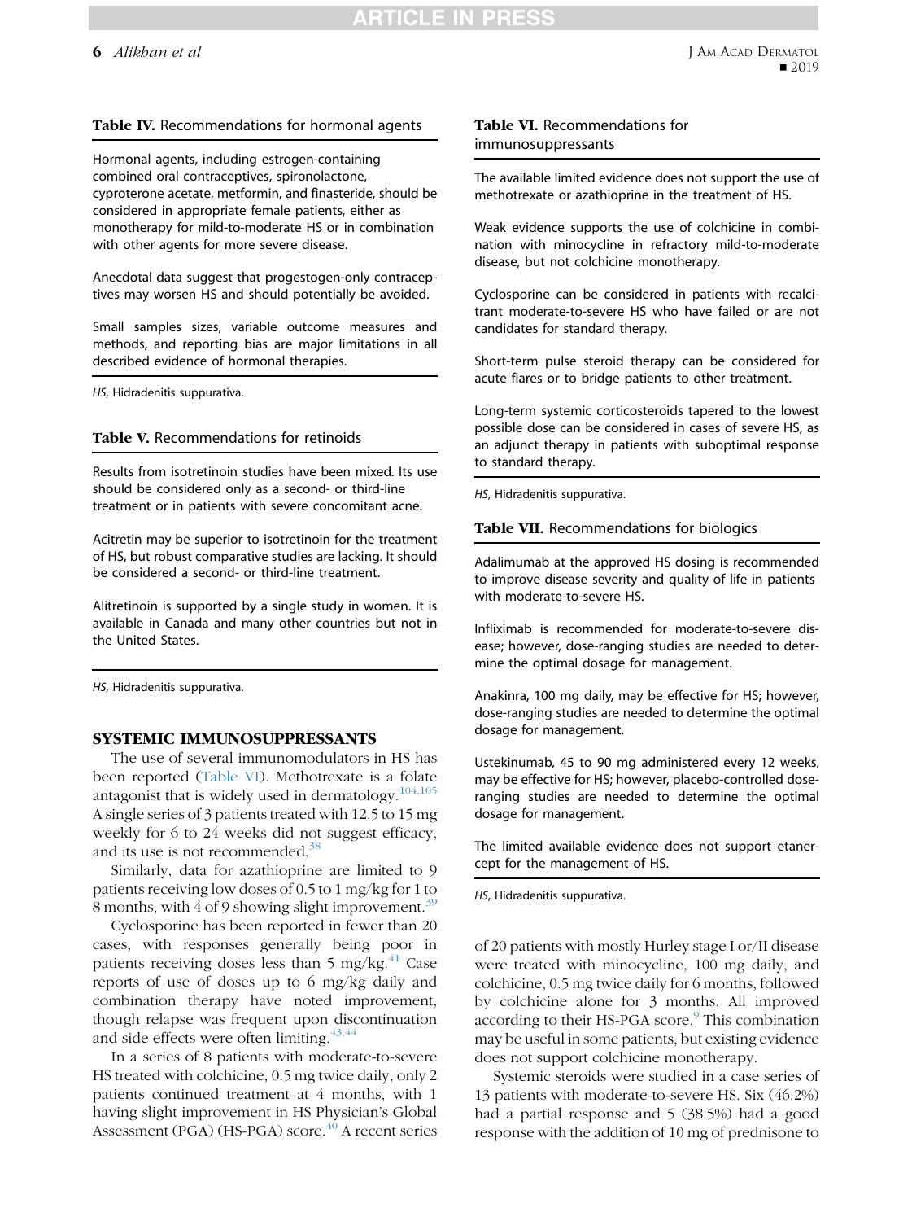**Table IV.** Recommendations for hormonal agents

| |
|---|
| Hormonal agents, including estrogen-containing combined oral contraceptives, spironolactone, cyproterone acetate, metformin, and finasteride, should be considered in appropriate female patients, either as monotherapy for mild-to-moderate HS or in combination with other agents for more severe disease. |
| Anecdotal data suggest that progestogen-only contraceptives may worsen HS and should potentially be avoided. |
| Small samples sizes, variable outcome measures and methods, and reporting bias are major limitations in all described evidence of hormonal therapies. |

*HS*, Hidradenitis suppurativa.

**Table V.** Recommendations for retinoids

| |
|---|
| Results from isotretinoin studies have been mixed. Its use should be considered only as a second- or third-line treatment or in patients with severe concomitant acne. |
| Acitretin may be superior to isotretinoin for the treatment of HS, but robust comparative studies are lacking. It should be considered a second- or third-line treatment. |
| Alitretinoin is supported by a single study in women. It is available in Canada and many other countries but not in the United States. |

*HS*, Hidradenitis suppurativa.

## SYSTEMIC IMMUNOSUPPRESSANTS

The use of several immunomodulators in HS has been reported (Table VI). Methotrexate is a folate antagonist that is widely used in dermatology.[104,105] A single series of 3 patients treated with 12.5 to 15 mg weekly for 6 to 24 weeks did not suggest efficacy, and its use is not recommended.[38]

Similarly, data for azathioprine are limited to 9 patients receiving low doses of 0.5 to 1 mg/kg for 1 to 8 months, with 4 of 9 showing slight improvement.[39]

Cyclosporine has been reported in fewer than 20 cases, with responses generally being poor in patients receiving doses less than 5 mg/kg.[41] Case reports of use of doses up to 6 mg/kg daily and combination therapy have noted improvement, though relapse was frequent upon discontinuation and side effects were often limiting.[43,44]

In a series of 8 patients with moderate-to-severe HS treated with colchicine, 0.5 mg twice daily, only 2 patients continued treatment at 4 months, with 1 having slight improvement in HS Physician's Global Assessment (PGA) (HS-PGA) score.[40] A recent series of 20 patients with mostly Hurley stage I or/II disease were treated with minocycline, 100 mg daily, and colchicine, 0.5 mg twice daily for 6 months, followed by colchicine alone for 3 months. All improved according to their HS-PGA score.[9] This combination may be useful in some patients, but existing evidence does not support colchicine monotherapy.

Systemic steroids were studied in a case series of 13 patients with moderate-to-severe HS. Six (46.2%) had a partial response and 5 (38.5%) had a good response with the addition of 10 mg of prednisone to

**Table VI.** Recommendations for immunosuppressants

| |
|---|
| The available limited evidence does not support the use of methotrexate or azathioprine in the treatment of HS. |
| Weak evidence supports the use of colchicine in combination with minocycline in refractory mild-to-moderate disease, but not colchicine monotherapy. |
| Cyclosporine can be considered in patients with recalcitrant moderate-to-severe HS who have failed or are not candidates for standard therapy. |
| Short-term pulse steroid therapy can be considered for acute flares or to bridge patients to other treatment. |
| Long-term systemic corticosteroids tapered to the lowest possible dose can be considered in cases of severe HS, as an adjunct therapy in patients with suboptimal response to standard therapy. |

*HS*, Hidradenitis suppurativa.

**Table VII.** Recommendations for biologics

| |
|---|
| Adalimumab at the approved HS dosing is recommended to improve disease severity and quality of life in patients with moderate-to-severe HS. |
| Infliximab is recommended for moderate-to-severe disease; however, dose-ranging studies are needed to determine the optimal dosage for management. |
| Anakinra, 100 mg daily, may be effective for HS; however, dose-ranging studies are needed to determine the optimal dosage for management. |
| Ustekinumab, 45 to 90 mg administered every 12 weeks, may be effective for HS; however, placebo-controlled dose-ranging studies are needed to determine the optimal dosage for management. |
| The limited available evidence does not support etanercept for the management of HS. |

*HS*, Hidradenitis suppurativa.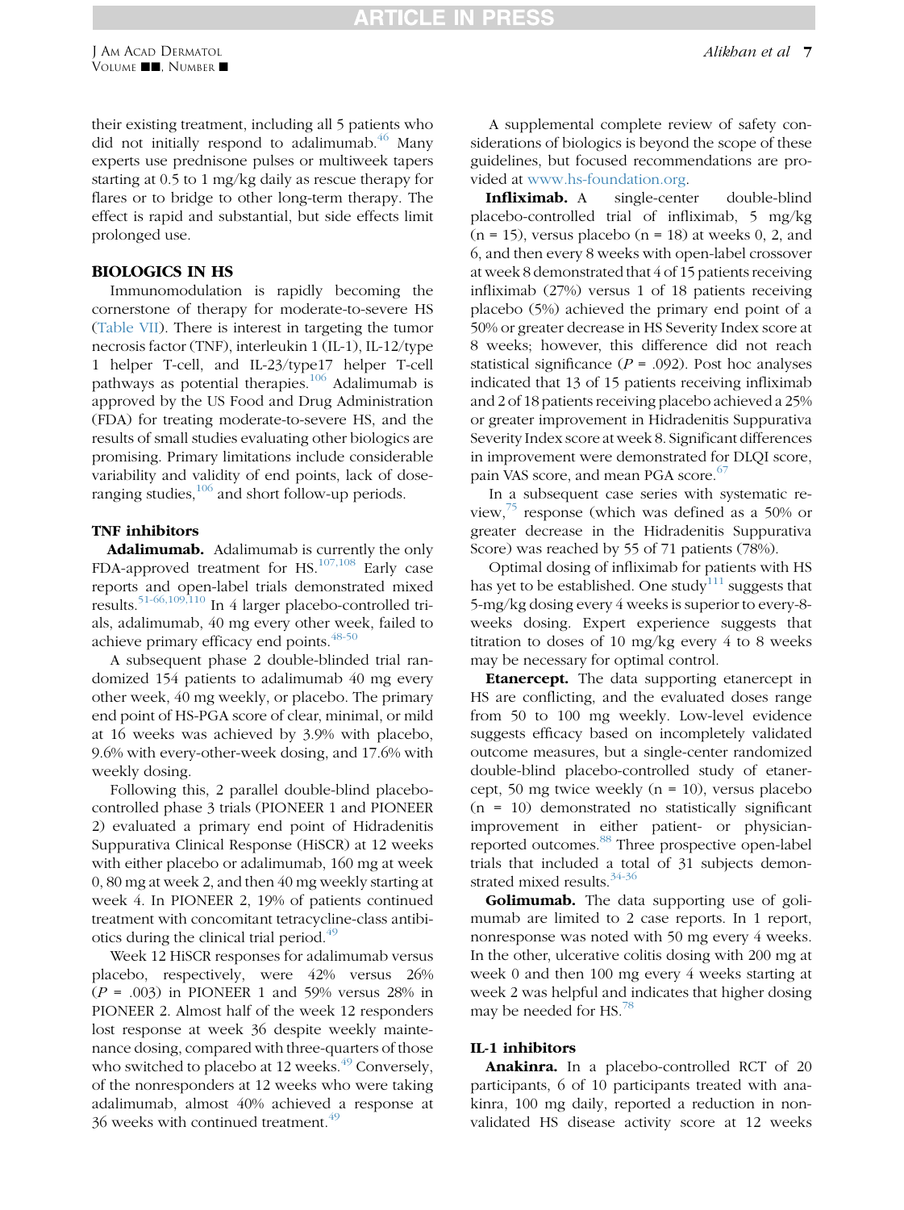their existing treatment, including all 5 patients who did not initially respond to adalimumab.[46] Many experts use prednisone pulses or multiweek tapers starting at 0.5 to 1 mg/kg daily as rescue therapy for flares or to bridge to other long-term therapy. The effect is rapid and substantial, but side effects limit prolonged use.

## BIOLOGICS IN HS

Immunomodulation is rapidly becoming the cornerstone of therapy for moderate-to-severe HS (Table VII). There is interest in targeting the tumor necrosis factor (TNF), interleukin 1 (IL-1), IL-12/type 1 helper T-cell, and IL-23/type17 helper T-cell pathways as potential therapies.[106] Adalimumab is approved by the US Food and Drug Administration (FDA) for treating moderate-to-severe HS, and the results of small studies evaluating other biologics are promising. Primary limitations include considerable variability and validity of end points, lack of dose-ranging studies,[106] and short follow-up periods.

### TNF inhibitors

**Adalimumab.** Adalimumab is currently the only FDA-approved treatment for HS.[107,108] Early case reports and open-label trials demonstrated mixed results.[51-66,109,110] In 4 larger placebo-controlled trials, adalimumab, 40 mg every other week, failed to achieve primary efficacy end points.[48-50]

A subsequent phase 2 double-blinded trial randomized 154 patients to adalimumab 40 mg every other week, 40 mg weekly, or placebo. The primary end point of HS-PGA score of clear, minimal, or mild at 16 weeks was achieved by 3.9% with placebo, 9.6% with every-other-week dosing, and 17.6% with weekly dosing.

Following this, 2 parallel double-blind placebo-controlled phase 3 trials (PIONEER 1 and PIONEER 2) evaluated a primary end point of Hidradenitis Suppurativa Clinical Response (HiSCR) at 12 weeks with either placebo or adalimumab, 160 mg at week 0, 80 mg at week 2, and then 40 mg weekly starting at week 4. In PIONEER 2, 19% of patients continued treatment with concomitant tetracycline-class antibiotics during the clinical trial period.[49]

Week 12 HiSCR responses for adalimumab versus placebo, respectively, were 42% versus 26% ($P = .003$) in PIONEER 1 and 59% versus 28% in PIONEER 2. Almost half of the week 12 responders lost response at week 36 despite weekly maintenance dosing, compared with three-quarters of those who switched to placebo at 12 weeks.[49] Conversely, of the nonresponders at 12 weeks who were taking adalimumab, almost 40% achieved a response at 36 weeks with continued treatment.[49]

A supplemental complete review of safety considerations of biologics is beyond the scope of these guidelines, but focused recommendations are provided at www.hs-foundation.org.

**Infliximab.** A single-center double-blind placebo-controlled trial of infliximab, 5 mg/kg (n = 15), versus placebo (n = 18) at weeks 0, 2, and 6, and then every 8 weeks with open-label crossover at week 8 demonstrated that 4 of 15 patients receiving infliximab (27%) versus 1 of 18 patients receiving placebo (5%) achieved the primary end point of a 50% or greater decrease in HS Severity Index score at 8 weeks; however, this difference did not reach statistical significance ($P = .092$). Post hoc analyses indicated that 13 of 15 patients receiving infliximab and 2 of 18 patients receiving placebo achieved a 25% or greater improvement in Hidradenitis Suppurativa Severity Index score at week 8. Significant differences in improvement were demonstrated for DLQI score, pain VAS score, and mean PGA score.[67]

In a subsequent case series with systematic review,[75] response (which was defined as a 50% or greater decrease in the Hidradenitis Suppurativa Score) was reached by 55 of 71 patients (78%).

Optimal dosing of infliximab for patients with HS has yet to be established. One study[111] suggests that 5-mg/kg dosing every 4 weeks is superior to every-8-weeks dosing. Expert experience suggests that titration to doses of 10 mg/kg every 4 to 8 weeks may be necessary for optimal control.

**Etanercept.** The data supporting etanercept in HS are conflicting, and the evaluated doses range from 50 to 100 mg weekly. Low-level evidence suggests efficacy based on incompletely validated outcome measures, but a single-center randomized double-blind placebo-controlled study of etanercept, 50 mg twice weekly (n = 10), versus placebo (n = 10) demonstrated no statistically significant improvement in either patient- or physician-reported outcomes.[88] Three prospective open-label trials that included a total of 31 subjects demonstrated mixed results.[34-36]

**Golimumab.** The data supporting use of golimumab are limited to 2 case reports. In 1 report, nonresponse was noted with 50 mg every 4 weeks. In the other, ulcerative colitis dosing with 200 mg at week 0 and then 100 mg every 4 weeks starting at week 2 was helpful and indicates that higher dosing may be needed for HS.[78]

### IL-1 inhibitors

**Anakinra.** In a placebo-controlled RCT of 20 participants, 6 of 10 participants treated with anakinra, 100 mg daily, reported a reduction in non-validated HS disease activity score at 12 weeks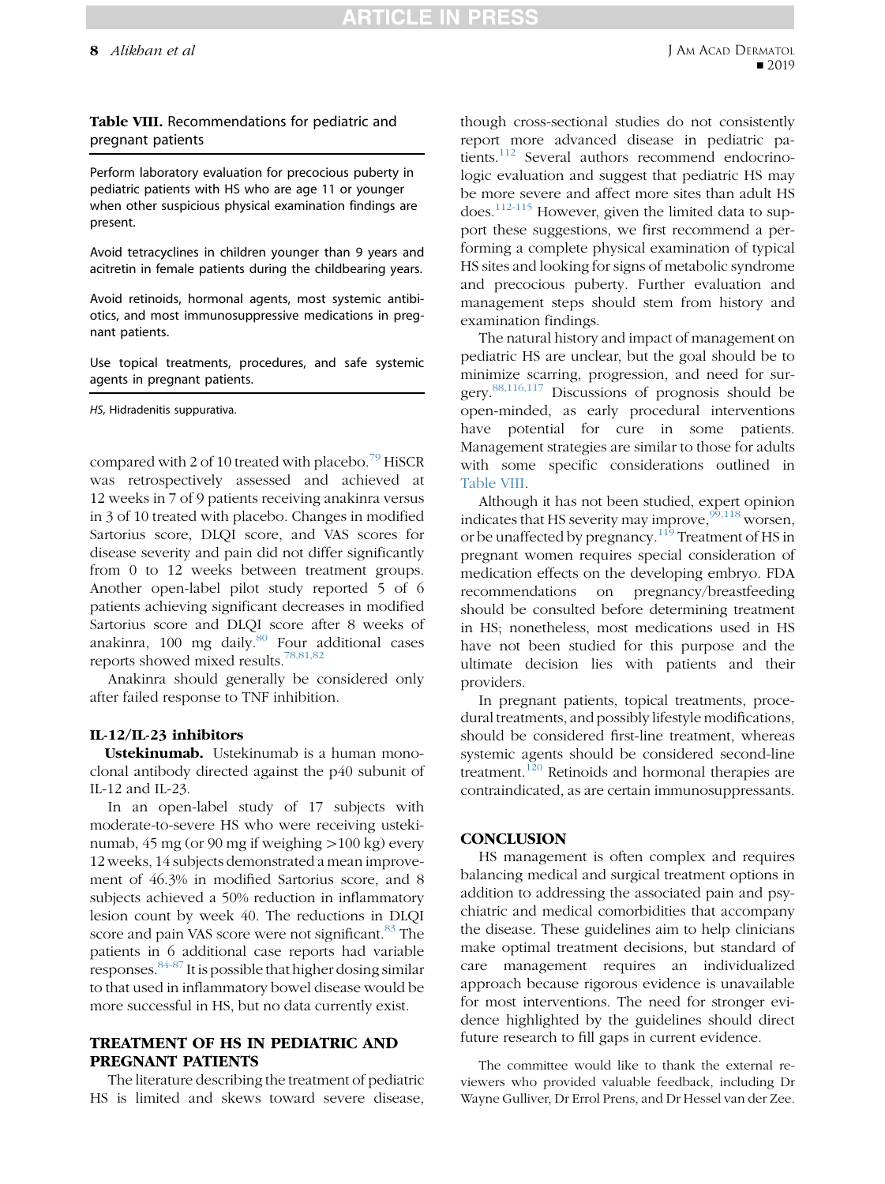**Table VIII.** Recommendations for pediatric and pregnant patients

| |
|---|
| Perform laboratory evaluation for precocious puberty in pediatric patients with HS who are age 11 or younger when other suspicious physical examination findings are present. |
| Avoid tetracyclines in children younger than 9 years and acitretin in female patients during the childbearing years. |
| Avoid retinoids, hormonal agents, most systemic antibiotics, and most immunosuppressive medications in pregnant patients. |
| Use topical treatments, procedures, and safe systemic agents in pregnant patients. |

*HS*, Hidradenitis suppurativa.

compared with 2 of 10 treated with placebo.[79] HiSCR was retrospectively assessed and achieved at 12 weeks in 7 of 9 patients receiving anakinra versus in 3 of 10 treated with placebo. Changes in modified Sartorius score, DLQI score, and VAS scores for disease severity and pain did not differ significantly from 0 to 12 weeks between treatment groups. Another open-label pilot study reported 5 of 6 patients achieving significant decreases in modified Sartorius score and DLQI score after 8 weeks of anakinra, 100 mg daily.[80] Four additional cases reports showed mixed results.[78,81,82]

Anakinra should generally be considered only after failed response to TNF inhibition.

### IL-12/IL-23 inhibitors

**Ustekinumab.** Ustekinumab is a human monoclonal antibody directed against the p40 subunit of IL-12 and IL-23.

In an open-label study of 17 subjects with moderate-to-severe HS who were receiving ustekinumab, 45 mg (or 90 mg if weighing >100 kg) every 12 weeks, 14 subjects demonstrated a mean improvement of 46.3% in modified Sartorius score, and 8 subjects achieved a 50% reduction in inflammatory lesion count by week 40. The reductions in DLQI score and pain VAS score were not significant.[83] The patients in 6 additional case reports had variable responses.[84-87] It is possible that higher dosing similar to that used in inflammatory bowel disease would be more successful in HS, but no data currently exist.

## TREATMENT OF HS IN PEDIATRIC AND PREGNANT PATIENTS

The literature describing the treatment of pediatric HS is limited and skews toward severe disease, though cross-sectional studies do not consistently report more advanced disease in pediatric patients.[112] Several authors recommend endocrinologic evaluation and suggest that pediatric HS may be more severe and affect more sites than adult HS does.[112-115] However, given the limited data to support these suggestions, we first recommend a performing a complete physical examination of typical HS sites and looking for signs of metabolic syndrome and precocious puberty. Further evaluation and management steps should stem from history and examination findings.

The natural history and impact of management on pediatric HS are unclear, but the goal should be to minimize scarring, progression, and need for surgery.[88,116,117] Discussions of prognosis should be open-minded, as early procedural interventions have potential for cure in some patients. Management strategies are similar to those for adults with some specific considerations outlined in Table VIII.

Although it has not been studied, expert opinion indicates that HS severity may improve,[99,118] worsen, or be unaffected by pregnancy.[119] Treatment of HS in pregnant women requires special consideration of medication effects on the developing embryo. FDA recommendations on pregnancy/breastfeeding should be consulted before determining treatment in HS; nonetheless, most medications used in HS have not been studied for this purpose and the ultimate decision lies with patients and their providers.

In pregnant patients, topical treatments, procedural treatments, and possibly lifestyle modifications, should be considered first-line treatment, whereas systemic agents should be considered second-line treatment.[120] Retinoids and hormonal therapies are contraindicated, as are certain immunosuppressants.

## CONCLUSION

HS management is often complex and requires balancing medical and surgical treatment options in addition to addressing the associated pain and psychiatric and medical comorbidities that accompany the disease. These guidelines aim to help clinicians make optimal treatment decisions, but standard of care management requires an individualized approach because rigorous evidence is unavailable for most interventions. The need for stronger evidence highlighted by the guidelines should direct future research to fill gaps in current evidence.

The committee would like to thank the external reviewers who provided valuable feedback, including Dr Wayne Gulliver, Dr Errol Prens, and Dr Hessel van der Zee.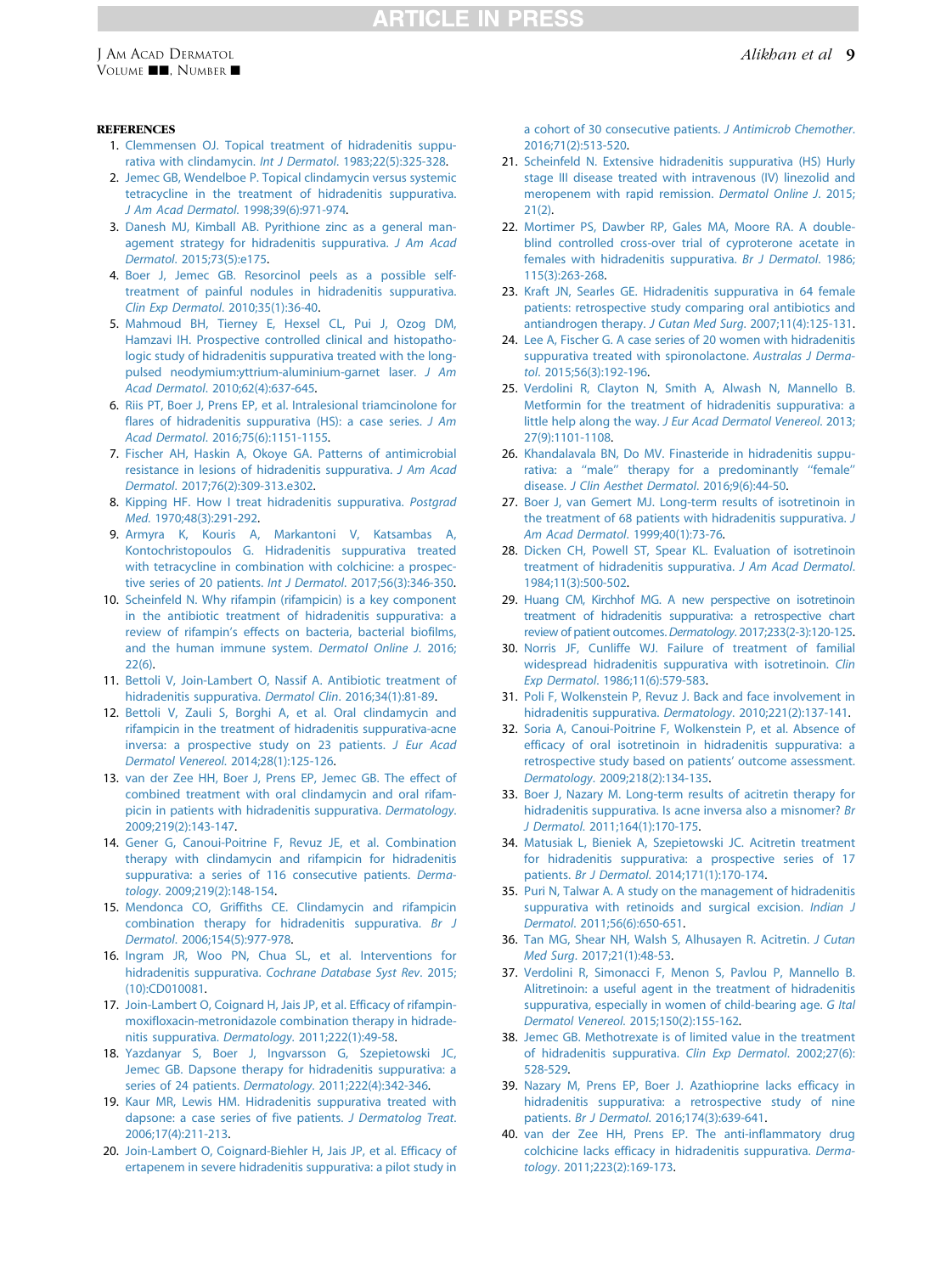## REFERENCES

1. Clemmensen OJ. Topical treatment of hidradenitis suppurativa with clindamycin. *Int J Dermatol*. 1983;22(5):325-328.
2. Jemec GB, Wendelboe P. Topical clindamycin versus systemic tetracycline in the treatment of hidradenitis suppurativa. *J Am Acad Dermatol*. 1998;39(6):971-974.
3. Danesh MJ, Kimball AB. Pyrithione zinc as a general management strategy for hidradenitis suppurativa. *J Am Acad Dermatol*. 2015;73(5):e175.
4. Boer J, Jemec GB. Resorcinol peels as a possible self-treatment of painful nodules in hidradenitis suppurativa. *Clin Exp Dermatol*. 2010;35(1):36-40.
5. Mahmoud BH, Tierney E, Hexsel CL, Pui J, Ozog DM, Hamzavi IH. Prospective controlled clinical and histopathologic study of hidradenitis suppurativa treated with the long-pulsed neodymium:yttrium-aluminium-garnet laser. *J Am Acad Dermatol*. 2010;62(4):637-645.
6. Riis PT, Boer J, Prens EP, et al. Intralesional triamcinolone for flares of hidradenitis suppurativa (HS): a case series. *J Am Acad Dermatol*. 2016;75(6):1151-1155.
7. Fischer AH, Haskin A, Okoye GA. Patterns of antimicrobial resistance in lesions of hidradenitis suppurativa. *J Am Acad Dermatol*. 2017;76(2):309-313.e302.
8. Kipping HF. How I treat hidradenitis suppurativa. *Postgrad Med*. 1970;48(3):291-292.
9. Armyra K, Kouris A, Markantoni V, Katsambas A, Kontochristopoulos G. Hidradenitis suppurativa treated with tetracycline in combination with colchicine: a prospective series of 20 patients. *Int J Dermatol*. 2017;56(3):346-350.
10. Scheinfeld N. Why rifampin (rifampicin) is a key component in the antibiotic treatment of hidradenitis suppurativa: a review of rifampin's effects on bacteria, bacterial biofilms, and the human immune system. *Dermatol Online J*. 2016;22(6).
11. Bettoli V, Join-Lambert O, Nassif A. Antibiotic treatment of hidradenitis suppurativa. *Dermatol Clin*. 2016;34(1):81-89.
12. Bettoli V, Zauli S, Borghi A, et al. Oral clindamycin and rifampicin in the treatment of hidradenitis suppurativa-acne inversa: a prospective study on 23 patients. *J Eur Acad Dermatol Venereol*. 2014;28(1):125-126.
13. van der Zee HH, Boer J, Prens EP, Jemec GB. The effect of combined treatment with oral clindamycin and oral rifampicin in patients with hidradenitis suppurativa. *Dermatology*. 2009;219(2):143-147.
14. Gener G, Canoui-Poitrine F, Revuz JE, et al. Combination therapy with clindamycin and rifampicin for hidradenitis suppurativa: a series of 116 consecutive patients. *Dermatology*. 2009;219(2):148-154.
15. Mendonca CO, Griffiths CE. Clindamycin and rifampicin combination therapy for hidradenitis suppurativa. *Br J Dermatol*. 2006;154(5):977-978.
16. Ingram JR, Woo PN, Chua SL, et al. Interventions for hidradenitis suppurativa. *Cochrane Database Syst Rev*. 2015;(10):CD010081.
17. Join-Lambert O, Coignard H, Jais JP, et al. Efficacy of rifampin-moxifloxacin-metronidazole combination therapy in hidradenitis suppurativa. *Dermatology*. 2011;222(1):49-58.
18. Yazdanyar S, Boer J, Ingvarsson G, Szepietowski JC, Jemec GB. Dapsone therapy for hidradenitis suppurativa: a series of 24 patients. *Dermatology*. 2011;222(4):342-346.
19. Kaur MR, Lewis HM. Hidradenitis suppurativa treated with dapsone: a case series of five patients. *J Dermatolog Treat*. 2006;17(4):211-213.
20. Join-Lambert O, Coignard-Biehler H, Jais JP, et al. Efficacy of ertapenem in severe hidradenitis suppurativa: a pilot study in a cohort of 30 consecutive patients. *J Antimicrob Chemother*. 2016;71(2):513-520.
21. Scheinfeld N. Extensive hidradenitis suppurativa (HS) Hurly stage III disease treated with intravenous (IV) linezolid and meropenem with rapid remission. *Dermatol Online J*. 2015;21(2).
22. Mortimer PS, Dawber RP, Gales MA, Moore RA. A double-blind controlled cross-over trial of cyproterone acetate in females with hidradenitis suppurativa. *Br J Dermatol*. 1986;115(3):263-268.
23. Kraft JN, Searles GE. Hidradenitis suppurativa in 64 female patients: retrospective study comparing oral antibiotics and antiandrogen therapy. *J Cutan Med Surg*. 2007;11(4):125-131.
24. Lee A, Fischer G. A case series of 20 women with hidradenitis suppurativa treated with spironolactone. *Australas J Dermatol*. 2015;56(3):192-196.
25. Verdolini R, Clayton N, Smith A, Alwash N, Mannello B. Metformin for the treatment of hidradenitis suppurativa: a little help along the way. *J Eur Acad Dermatol Venereol*. 2013;27(9):1101-1108.
26. Khandalavala BN, Do MV. Finasteride in hidradenitis suppurativa: a "male" therapy for a predominantly "female" disease. *J Clin Aesthet Dermatol*. 2016;9(6):44-50.
27. Boer J, van Gemert MJ. Long-term results of isotretinoin in the treatment of 68 patients with hidradenitis suppurativa. *J Am Acad Dermatol*. 1999;40(1):73-76.
28. Dicken CH, Powell ST, Spear KL. Evaluation of isotretinoin treatment of hidradenitis suppurativa. *J Am Acad Dermatol*. 1984;11(3):500-502.
29. Huang CM, Kirchhof MG. A new perspective on isotretinoin treatment of hidradenitis suppurativa: a retrospective chart review of patient outcomes. *Dermatology*. 2017;233(2-3):120-125.
30. Norris JF, Cunliffe WJ. Failure of treatment of familial widespread hidradenitis suppurativa with isotretinoin. *Clin Exp Dermatol*. 1986;11(6):579-583.
31. Poli F, Wolkenstein P, Revuz J. Back and face involvement in hidradenitis suppurativa. *Dermatology*. 2010;221(2):137-141.
32. Soria A, Canoui-Poitrine F, Wolkenstein P, et al. Absence of efficacy of oral isotretinoin in hidradenitis suppurativa: a retrospective study based on patients' outcome assessment. *Dermatology*. 2009;218(2):134-135.
33. Boer J, Nazary M. Long-term results of acitretin therapy for hidradenitis suppurativa. Is acne inversa also a misnomer? *Br J Dermatol*. 2011;164(1):170-175.
34. Matusiak L, Bieniek A, Szepietowski JC. Acitretin treatment for hidradenitis suppurativa: a prospective series of 17 patients. *Br J Dermatol*. 2014;171(1):170-174.
35. Puri N, Talwar A. A study on the management of hidradenitis suppurativa with retinoids and surgical excision. *Indian J Dermatol*. 2011;56(6):650-651.
36. Tan MG, Shear NH, Walsh S, Alhusayen R. Acitretin. *J Cutan Med Surg*. 2017;21(1):48-53.
37. Verdolini R, Simonacci F, Menon S, Pavlou P, Mannello B. Alitretinoin: a useful agent in the treatment of hidradenitis suppurativa, especially in women of child-bearing age. *G Ital Dermatol Venereol*. 2015;150(2):155-162.
38. Jemec GB. Methotrexate is of limited value in the treatment of hidradenitis suppurativa. *Clin Exp Dermatol*. 2002;27(6):528-529.
39. Nazary M, Prens EP, Boer J. Azathioprine lacks efficacy in hidradenitis suppurativa: a retrospective study of nine patients. *Br J Dermatol*. 2016;174(3):639-641.
40. van der Zee HH, Prens EP. The anti-inflammatory drug colchicine lacks efficacy in hidradenitis suppurativa. *Dermatology*. 2011;223(2):169-173.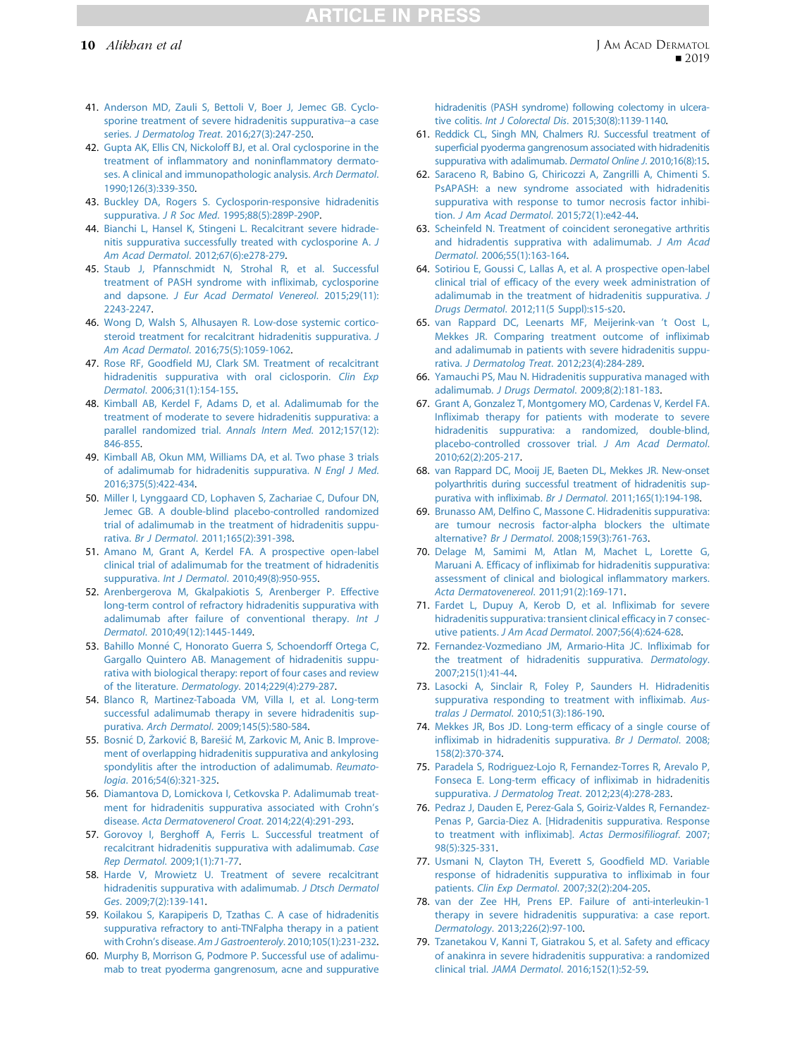41. Anderson MD, Zauli S, Bettoli V, Boer J, Jemec GB. Cyclosporine treatment of severe hidradenitis suppurativa--a case series. *J Dermatolog Treat*. 2016;27(3):247-250.
42. Gupta AK, Ellis CN, Nickoloff BJ, et al. Oral cyclosporine in the treatment of inflammatory and noninflammatory dermatoses. A clinical and immunopathologic analysis. *Arch Dermatol*. 1990;126(3):339-350.
43. Buckley DA, Rogers S. Cyclosporin-responsive hidradenitis suppurativa. *J R Soc Med*. 1995;88(5):289P-290P.
44. Bianchi L, Hansel K, Stingeni L. Recalcitrant severe hidradenitis suppurativa successfully treated with cyclosporine A. *J Am Acad Dermatol*. 2012;67(6):e278-279.
45. Staub J, Pfannschmidt N, Strohal R, et al. Successful treatment of PASH syndrome with infliximab, cyclosporine and dapsone. *J Eur Acad Dermatol Venereol*. 2015;29(11):2243-2247.
46. Wong D, Walsh S, Alhusayen R. Low-dose systemic corticosteroid treatment for recalcitrant hidradenitis suppurativa. *J Am Acad Dermatol*. 2016;75(5):1059-1062.
47. Rose RF, Goodfield MJ, Clark SM. Treatment of recalcitrant hidradenitis suppurativa with oral ciclosporin. *Clin Exp Dermatol*. 2006;31(1):154-155.
48. Kimball AB, Kerdel F, Adams D, et al. Adalimumab for the treatment of moderate to severe hidradenitis suppurativa: a parallel randomized trial. *Annals Intern Med*. 2012;157(12):846-855.
49. Kimball AB, Okun MM, Williams DA, et al. Two phase 3 trials of adalimumab for hidradenitis suppurativa. *N Engl J Med*. 2016;375(5):422-434.
50. Miller I, Lynggaard CD, Lophaven S, Zachariae C, Dufour DN, Jemec GB. A double-blind placebo-controlled randomized trial of adalimumab in the treatment of hidradenitis suppurativa. *Br J Dermatol*. 2011;165(2):391-398.
51. Amano M, Grant A, Kerdel FA. A prospective open-label clinical trial of adalimumab for the treatment of hidradenitis suppurativa. *Int J Dermatol*. 2010;49(8):950-955.
52. Arenbergerova M, Gkalpakiotis S, Arenberger P. Effective long-term control of refractory hidradenitis suppurativa with adalimumab after failure of conventional therapy. *Int J Dermatol*. 2010;49(12):1445-1449.
53. Bahillo Monné C, Honorato Guerra S, Schoendorff Ortega C, Gargallo Quintero AB. Management of hidradenitis suppurativa with biological therapy: report of four cases and review of the literature. *Dermatology*. 2014;229(4):279-287.
54. Blanco R, Martinez-Taboada VM, Villa I, et al. Long-term successful adalimumab therapy in severe hidradenitis suppurativa. *Arch Dermatol*. 2009;145(5):580-584.
55. Bosnić D, Žarković B, Barešić M, Zarkovic M, Anic B. Improvement of overlapping hidradenitis suppurativa and ankylosing spondylitis after the introduction of adalimumab. *Reumatologia*. 2016;54(6):321-325.
56. Diamantova D, Lomickova I, Cetkovska P. Adalimumab treatment for hidradenitis suppurativa associated with Crohn's disease. *Acta Dermatovenerol Croat*. 2014;22(4):291-293.
57. Gorovoy I, Berghoff A, Ferris L. Successful treatment of recalcitrant hidradenitis suppurativa with adalimumab. *Case Rep Dermatol*. 2009;1(1):71-77.
58. Harde V, Mrowietz U. Treatment of severe recalcitrant hidradenitis suppurativa with adalimumab. *J Dtsch Dermatol Ges*. 2009;7(2):139-141.
59. Koilakou S, Karapiperis D, Tzathas C. A case of hidradenitis suppurativa refractory to anti-TNFalpha therapy in a patient with Crohn's disease. *Am J Gastroenterol*. 2010;105(1):231-232.
60. Murphy B, Morrison G, Podmore P. Successful use of adalimumab to treat pyoderma gangrenosum, acne and suppurative hidradenitis (PASH syndrome) following colectomy in ulcerative colitis. *Int J Colorectal Dis*. 2015;30(8):1139-1140.
61. Reddick CL, Singh MN, Chalmers RJ. Successful treatment of superficial pyoderma gangrenosum associated with hidradenitis suppurativa with adalimumab. *Dermatol Online J*. 2010;16(8):15.
62. Saraceno R, Babino G, Chiricozzi A, Zangrilli A, Chimenti S. PsAPASH: a new syndrome associated with hidradenitis suppurativa with response to tumor necrosis factor inhibition. *J Am Acad Dermatol*. 2015;72(1):e42-44.
63. Scheinfeld N. Treatment of coincident seronegative arthritis and hidradenitis suppurativa with adalimumab. *J Am Acad Dermatol*. 2006;55(1):163-164.
64. Sotiriou E, Goussi C, Lallas A, et al. A prospective open-label clinical trial of efficacy of the every week administration of adalimumab in the treatment of hidradenitis suppurativa. *J Drugs Dermatol*. 2012;11(5 Suppl):s15-s20.
65. van Rappard DC, Leenarts MF, Meijerink-van 't Oost L, Mekkes JR. Comparing treatment outcome of infliximab and adalimumab in patients with severe hidradenitis suppurativa. *J Dermatolog Treat*. 2012;23(4):284-289.
66. Yamauchi PS, Mau N. Hidradenitis suppurativa managed with adalimumab. *J Drugs Dermatol*. 2009;8(2):181-183.
67. Grant A, Gonzalez T, Montgomery MO, Cardenas V, Kerdel FA. Infliximab therapy for patients with moderate to severe hidradenitis suppurativa: a randomized, double-blind, placebo-controlled crossover trial. *J Am Acad Dermatol*. 2010;62(2):205-217.
68. van Rappard DC, Mooij JE, Baeten DL, Mekkes JR. New-onset polyarthritis during successful treatment of hidradenitis suppurativa with infliximab. *Br J Dermatol*. 2011;165(1):194-198.
69. Brunasso AM, Delfino C, Massone C. Hidradenitis suppurativa: are tumour necrosis factor-alpha blockers the ultimate alternative? *Br J Dermatol*. 2008;159(3):761-763.
70. Delage M, Samimi M, Atlan M, Machet L, Lorette G, Maruani A. Efficacy of infliximab for hidradenitis suppurativa: assessment of clinical and biological inflammatory markers. *Acta Dermatovenereol*. 2011;91(2):169-171.
71. Fardet L, Dupuy A, Kerob D, et al. Infliximab for severe hidradenitis suppurativa: transient clinical efficacy in 7 consecutive patients. *J Am Acad Dermatol*. 2007;56(4):624-628.
72. Fernandez-Vozmediano JM, Armario-Hita JC. Infliximab for the treatment of hidradenitis suppurativa. *Dermatology*. 2007;215(1):41-44.
73. Lasocki A, Sinclair R, Foley P, Saunders H. Hidradenitis suppurativa responding to treatment with infliximab. *Australas J Dermatol*. 2010;51(3):186-190.
74. Mekkes JR, Bos JD. Long-term efficacy of a single course of infliximab in hidradenitis suppurativa. *Br J Dermatol*. 2008;158(2):370-374.
75. Paradela S, Rodriguez-Lojo R, Fernandez-Torres R, Arevalo P, Fonseca E. Long-term efficacy of infliximab in hidradenitis suppurativa. *J Dermatolog Treat*. 2012;23(4):278-283.
76. Pedraz J, Dauden E, Perez-Gala S, Goiriz-Valdes R, Fernandez-Penas P, Garcia-Diez A. [Hidradenitis suppurativa. Response to treatment with infliximab]. *Actas Dermosifiliogr*. 2007;98(5):325-331.
77. Usmani N, Clayton TH, Everett S, Goodfield MD. Variable response of hidradenitis suppurativa to infliximab in four patients. *Clin Exp Dermatol*. 2007;32(2):204-205.
78. van der Zee HH, Prens EP. Failure of anti-interleukin-1 therapy in severe hidradenitis suppurativa: a case report. *Dermatology*. 2013;226(2):97-100.
79. Tzanetakou V, Kanni T, Giatrakou S, et al. Safety and efficacy of anakinra in severe hidradenitis suppurativa: a randomized clinical trial. *JAMA Dermatol*. 2016;152(1):52-59.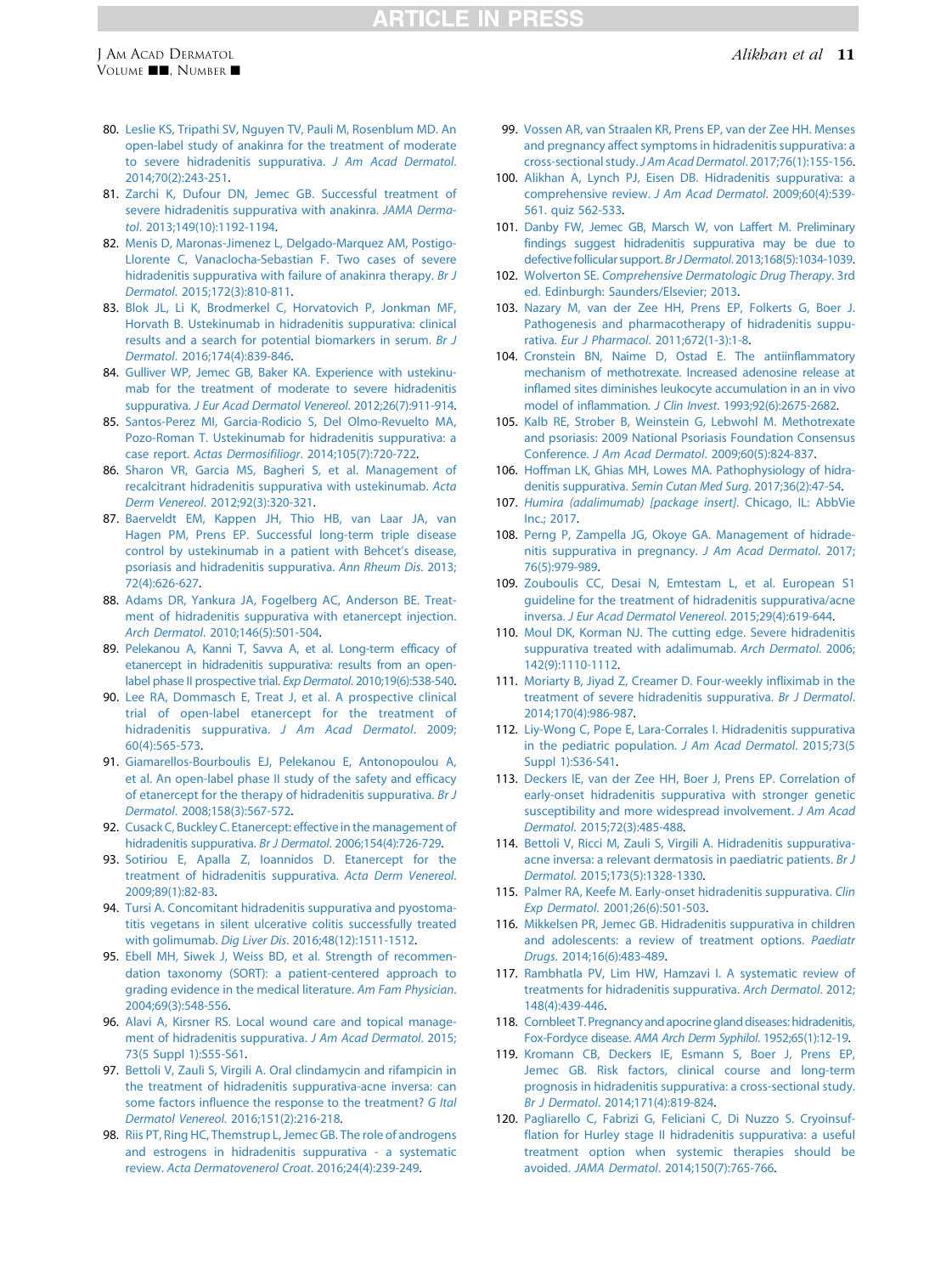80. Leslie KS, Tripathi SV, Nguyen TV, Pauli M, Rosenblum MD. An open-label study of anakinra for the treatment of moderate to severe hidradenitis suppurativa. *J Am Acad Dermatol*. 2014;70(2):243-251.
81. Zarchi K, Dufour DN, Jemec GB. Successful treatment of severe hidradenitis suppurativa with anakinra. *JAMA Dermatol*. 2013;149(10):1192-1194.
82. Menis D, Maronas-Jimenez L, Delgado-Marquez AM, Postigo-Llorente C, Vanaclocha-Sebastian F. Two cases of severe hidradenitis suppurativa with failure of anakinra therapy. *Br J Dermatol*. 2015;172(3):810-811.
83. Blok JL, Li K, Brodmerkel C, Horvatovich P, Jonkman MF, Horvath B. Ustekinumab in hidradenitis suppurativa: clinical results and a search for potential biomarkers in serum. *Br J Dermatol*. 2016;174(4):839-846.
84. Gulliver WP, Jemec GB, Baker KA. Experience with ustekinumab for the treatment of moderate to severe hidradenitis suppurativa. *J Eur Acad Dermatol Venereol*. 2012;26(7):911-914.
85. Santos-Perez MI, Garcia-Rodicio S, Del Olmo-Revuelto MA, Pozo-Roman T. Ustekinumab for hidradenitis suppurativa: a case report. *Actas Dermosifiliogr*. 2014;105(7):720-722.
86. Sharon VR, Garcia MS, Bagheri S, et al. Management of recalcitrant hidradenitis suppurativa with ustekinumab. *Acta Derm Venereol*. 2012;92(3):320-321.
87. Baerveldt EM, Kappen JH, Thio HB, van Laar JA, van Hagen PM, Prens EP. Successful long-term triple disease control by ustekinumab in a patient with Behcet's disease, psoriasis and hidradenitis suppurativa. *Ann Rheum Dis*. 2013;72(4):626-627.
88. Adams DR, Yankura JA, Fogelberg AC, Anderson BE. Treatment of hidradenitis suppurativa with etanercept injection. *Arch Dermatol*. 2010;146(5):501-504.
89. Pelekanou A, Kanni T, Savva A, et al. Long-term efficacy of etanercept in hidradenitis suppurativa: results from an open-label phase II prospective trial. *Exp Dermatol*. 2010;19(6):538-540.
90. Lee RA, Dommasch E, Treat J, et al. A prospective clinical trial of open-label etanercept for the treatment of hidradenitis suppurativa. *J Am Acad Dermatol*. 2009;60(4):565-573.
91. Giamarellos-Bourboulis EJ, Pelekanou E, Antonopoulou A, et al. An open-label phase II study of the safety and efficacy of etanercept for the therapy of hidradenitis suppurativa. *Br J Dermatol*. 2008;158(3):567-572.
92. Cusack C, Buckley C. Etanercept: effective in the management of hidradenitis suppurativa. *Br J Dermatol*. 2006;154(4):726-729.
93. Sotiriou E, Apalla Z, Ioannidos D. Etanercept for the treatment of hidradenitis suppurativa. *Acta Derm Venereol*. 2009;89(1):82-83.
94. Tursi A. Concomitant hidradenitis suppurativa and pyostomatitis vegetans in silent ulcerative colitis successfully treated with golimumab. *Dig Liver Dis*. 2016;48(12):1511-1512.
95. Ebell MH, Siwek J, Weiss BD, et al. Strength of recommendation taxonomy (SORT): a patient-centered approach to grading evidence in the medical literature. *Am Fam Physician*. 2004;69(3):548-556.
96. Alavi A, Kirsner RS. Local wound care and topical management of hidradenitis suppurativa. *J Am Acad Dermatol*. 2015;73(5 Suppl 1):S55-S61.
97. Bettoli V, Zauli S, Virgili A. Oral clindamycin and rifampicin in the treatment of hidradenitis suppurativa-acne inversa: can some factors influence the response to the treatment? *G Ital Dermatol Venereol*. 2016;151(2):216-218.
98. Riis PT, Ring HC, Themstrup L, Jemec GB. The role of androgens and estrogens in hidradenitis suppurativa - a systematic review. *Acta Dermatovenerol Croat*. 2016;24(4):239-249.
99. Vossen AR, van Straalen KR, Prens EP, van der Zee HH. Menses and pregnancy affect symptoms in hidradenitis suppurativa: a cross-sectional study. *J Am Acad Dermatol*. 2017;76(1):155-156.
100. Alikhan A, Lynch PJ, Eisen DB. Hidradenitis suppurativa: a comprehensive review. *J Am Acad Dermatol*. 2009;60(4):539-561. quiz 562-533.
101. Danby FW, Jemec GB, Marsch W, von Laffert M. Preliminary findings suggest hidradenitis suppurativa may be due to defective follicular support. *Br J Dermatol*. 2013;168(5):1034-1039.
102. Wolverton SE. *Comprehensive Dermatologic Drug Therapy*. 3rd ed. Edinburgh: Saunders/Elsevier; 2013.
103. Nazary M, van der Zee HH, Prens EP, Folkerts G, Boer J. Pathogenesis and pharmacotherapy of hidradenitis suppurativa. *Eur J Pharmacol*. 2011;672(1-3):1-8.
104. Cronstein BN, Naime D, Ostad E. The antiinflammatory mechanism of methotrexate. Increased adenosine release at inflamed sites diminishes leukocyte accumulation in an in vivo model of inflammation. *J Clin Invest*. 1993;92(6):2675-2682.
105. Kalb RE, Strober B, Weinstein G, Lebwohl M. Methotrexate and psoriasis: 2009 National Psoriasis Foundation Consensus Conference. *J Am Acad Dermatol*. 2009;60(5):824-837.
106. Hoffman LK, Ghias MH, Lowes MA. Pathophysiology of hidradenitis suppurativa. *Semin Cutan Med Surg*. 2017;36(2):47-54.
107. *Humira (adalimumab) [package insert]*. Chicago, IL: AbbVie Inc.; 2017.
108. Perng P, Zampella JG, Okoye GA. Management of hidradenitis suppurativa in pregnancy. *J Am Acad Dermatol*. 2017;76(5):979-989.
109. Zouboulis CC, Desai N, Emtestam L, et al. European S1 guideline for the treatment of hidradenitis suppurativa/acne inversa. *J Eur Acad Dermatol Venereol*. 2015;29(4):619-644.
110. Moul DK, Korman NJ. The cutting edge. Severe hidradenitis suppurativa treated with adalimumab. *Arch Dermatol*. 2006;142(9):1110-1112.
111. Moriarty B, Jiyad Z, Creamer D. Four-weekly infliximab in the treatment of severe hidradenitis suppurativa. *Br J Dermatol*. 2014;170(4):986-987.
112. Liy-Wong C, Pope E, Lara-Corrales I. Hidradenitis suppurativa in the pediatric population. *J Am Acad Dermatol*. 2015;73(5 Suppl 1):S36-S41.
113. Deckers IE, van der Zee HH, Boer J, Prens EP. Correlation of early-onset hidradenitis suppurativa with stronger genetic susceptibility and more widespread involvement. *J Am Acad Dermatol*. 2015;72(3):485-488.
114. Bettoli V, Ricci M, Zauli S, Virgili A. Hidradenitis suppurativa-acne inversa: a relevant dermatosis in paediatric patients. *Br J Dermatol*. 2015;173(5):1328-1330.
115. Palmer RA, Keefe M. Early-onset hidradenitis suppurativa. *Clin Exp Dermatol*. 2001;26(6):501-503.
116. Mikkelsen PR, Jemec GB. Hidradenitis suppurativa in children and adolescents: a review of treatment options. *Paediatr Drugs*. 2014;16(6):483-489.
117. Rambhatla PV, Lim HW, Hamzavi I. A systematic review of treatments for hidradenitis suppurativa. *Arch Dermatol*. 2012;148(4):439-446.
118. Cornbleet T. Pregnancy and apocrine gland diseases: hidradenitis, Fox-Fordyce disease. *AMA Arch Derm Syphilol*. 1952;65(1):12-19.
119. Kromann CB, Deckers IE, Esmann S, Boer J, Prens EP, Jemec GB. Risk factors, clinical course and long-term prognosis in hidradenitis suppurativa: a cross-sectional study. *Br J Dermatol*. 2014;171(4):819-824.
120. Pagliarello C, Fabrizi G, Feliciani C, Di Nuzzo S. Cryoinsufflation for Hurley stage II hidradenitis suppurativa: a useful treatment option when systemic therapies should be avoided. *JAMA Dermatol*. 2014;150(7):765-766.